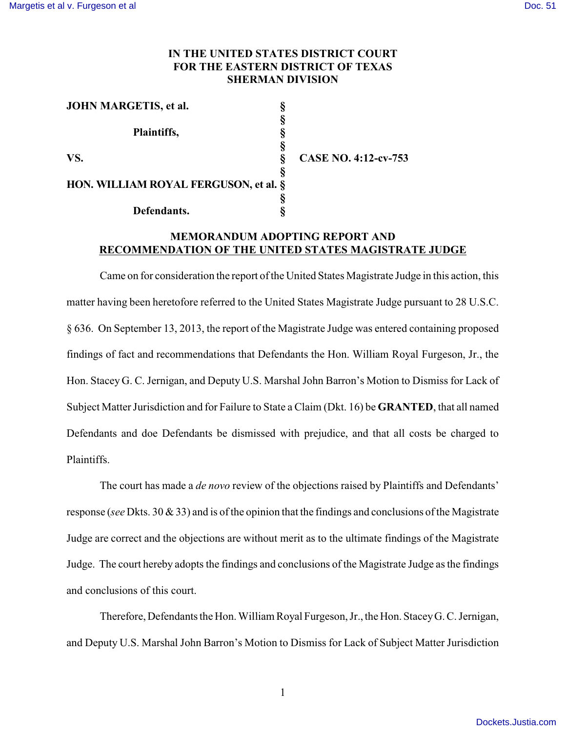**IN THE UNITED STATES DISTRICT COURT**
**FOR THE EASTERN DISTRICT OF TEXAS**
**SHERMAN DIVISION**

| | | |
|---|---|---|
| **JOHN MARGETIS, et al.** | **§** | |
| | **§** | |
| **Plaintiffs,** | **§** | |
| | **§** | |
| **VS.** | **§** | **CASE NO. 4:12-cv-753** |
| | **§** | |
| **HON. WILLIAM ROYAL FERGUSON, et al.** | **§** | |
| | **§** | |
| **Defendants.** | **§** | |

## MEMORANDUM ADOPTING REPORT AND RECOMMENDATION OF THE UNITED STATES MAGISTRATE JUDGE

Came on for consideration the report of the United States Magistrate Judge in this action, this matter having been heretofore referred to the United States Magistrate Judge pursuant to 28 U.S.C. § 636. On September 13, 2013, the report of the Magistrate Judge was entered containing proposed findings of fact and recommendations that Defendants the Hon. William Royal Furgeson, Jr., the Hon. Stacey G. C. Jernigan, and Deputy U.S. Marshal John Barron's Motion to Dismiss for Lack of Subject Matter Jurisdiction and for Failure to State a Claim (Dkt. 16) be **GRANTED**, that all named Defendants and doe Defendants be dismissed with prejudice, and that all costs be charged to Plaintiffs.

The court has made a *de novo* review of the objections raised by Plaintiffs and Defendants' response (*see* Dkts. 30 & 33) and is of the opinion that the findings and conclusions of the Magistrate Judge are correct and the objections are without merit as to the ultimate findings of the Magistrate Judge. The court hereby adopts the findings and conclusions of the Magistrate Judge as the findings and conclusions of this court.

Therefore, Defendants the Hon. William Royal Furgeson, Jr., the Hon. Stacey G. C. Jernigan, and Deputy U.S. Marshal John Barron's Motion to Dismiss for Lack of Subject Matter Jurisdiction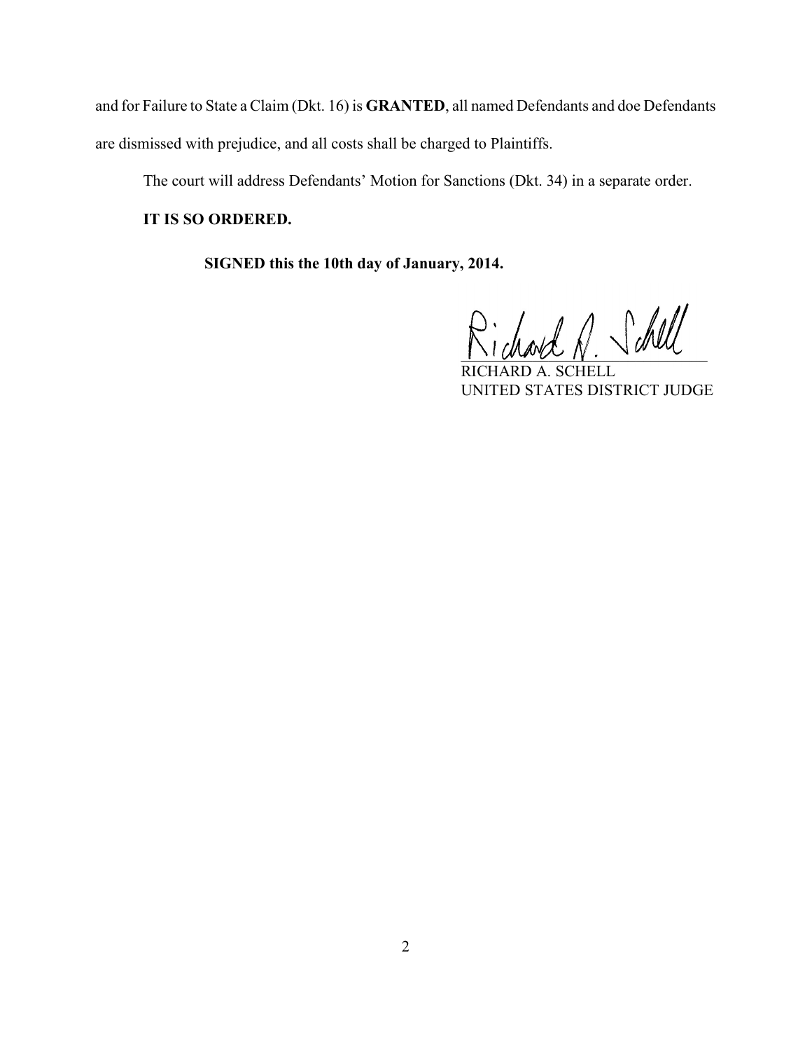and for Failure to State a Claim (Dkt. 16) is **GRANTED**, all named Defendants and doe Defendants are dismissed with prejudice, and all costs shall be charged to Plaintiffs.

The court will address Defendants' Motion for Sanctions (Dkt. 34) in a separate order.

**IT IS SO ORDERED.**

**SIGNED this the 10th day of January, 2014.**

RICHARD A. SCHELL
UNITED STATES DISTRICT JUDGE